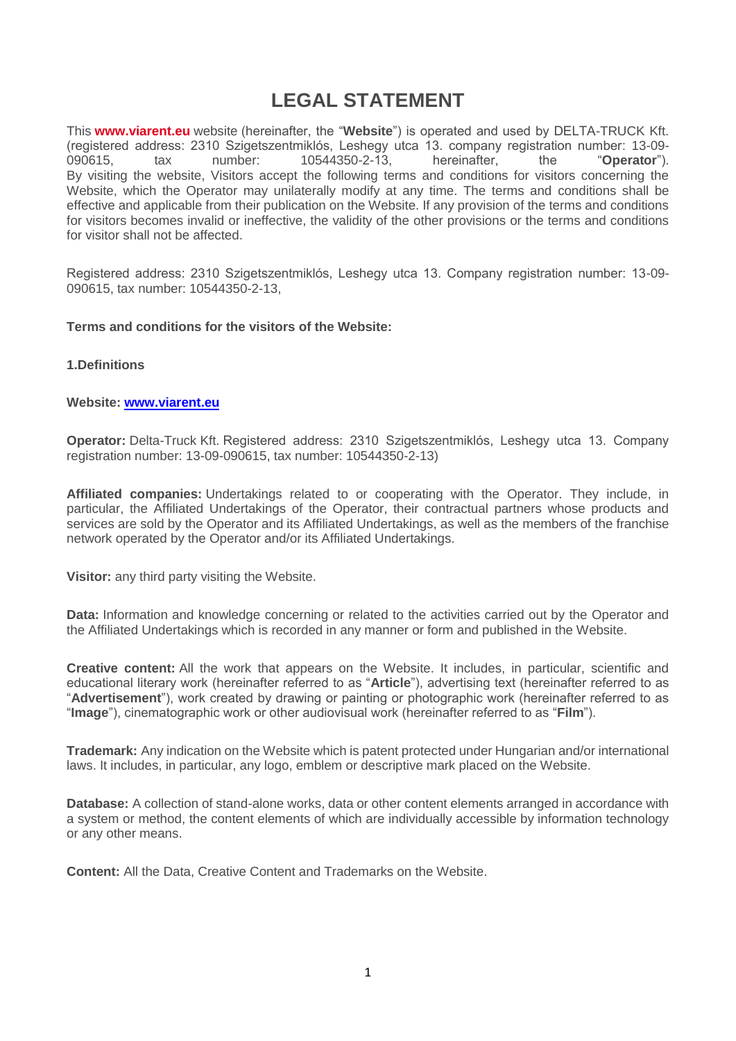# LEGAL STATEMENT

This **www.viarent.eu** website (hereinafter, the "**Website**") is operated and used by DELTA-TRUCK Kft. (registered address: 2310 Szigetszentmiklós, Leshegy utca 13. company registration number: 13-09-090615, tax number: 10544350-2-13, hereinafter, the "**Operator**"). By visiting the website, Visitors accept the following terms and conditions for visitors concerning the Website, which the Operator may unilaterally modify at any time. The terms and conditions shall be effective and applicable from their publication on the Website. If any provision of the terms and conditions for visitors becomes invalid or ineffective, the validity of the other provisions or the terms and conditions for visitor shall not be affected.

Registered address: 2310 Szigetszentmiklós, Leshegy utca 13. Company registration number: 13-09-090615, tax number: 10544350-2-13,

**Terms and conditions for the visitors of the Website:**

**1.Definitions**

**Website: www.viarent.eu**

**Operator:** Delta-Truck Kft. Registered address: 2310 Szigetszentmiklós, Leshegy utca 13. Company registration number: 13-09-090615, tax number: 10544350-2-13)

**Affiliated companies:** Undertakings related to or cooperating with the Operator. They include, in particular, the Affiliated Undertakings of the Operator, their contractual partners whose products and services are sold by the Operator and its Affiliated Undertakings, as well as the members of the franchise network operated by the Operator and/or its Affiliated Undertakings.

**Visitor:** any third party visiting the Website.

**Data:** Information and knowledge concerning or related to the activities carried out by the Operator and the Affiliated Undertakings which is recorded in any manner or form and published in the Website.

**Creative content:** All the work that appears on the Website. It includes, in particular, scientific and educational literary work (hereinafter referred to as "**Article**"), advertising text (hereinafter referred to as "**Advertisement**"), work created by drawing or painting or photographic work (hereinafter referred to as "**Image**"), cinematographic work or other audiovisual work (hereinafter referred to as "**Film**").

**Trademark:** Any indication on the Website which is patent protected under Hungarian and/or international laws. It includes, in particular, any logo, emblem or descriptive mark placed on the Website.

**Database:** A collection of stand-alone works, data or other content elements arranged in accordance with a system or method, the content elements of which are individually accessible by information technology or any other means.

**Content:** All the Data, Creative Content and Trademarks on the Website.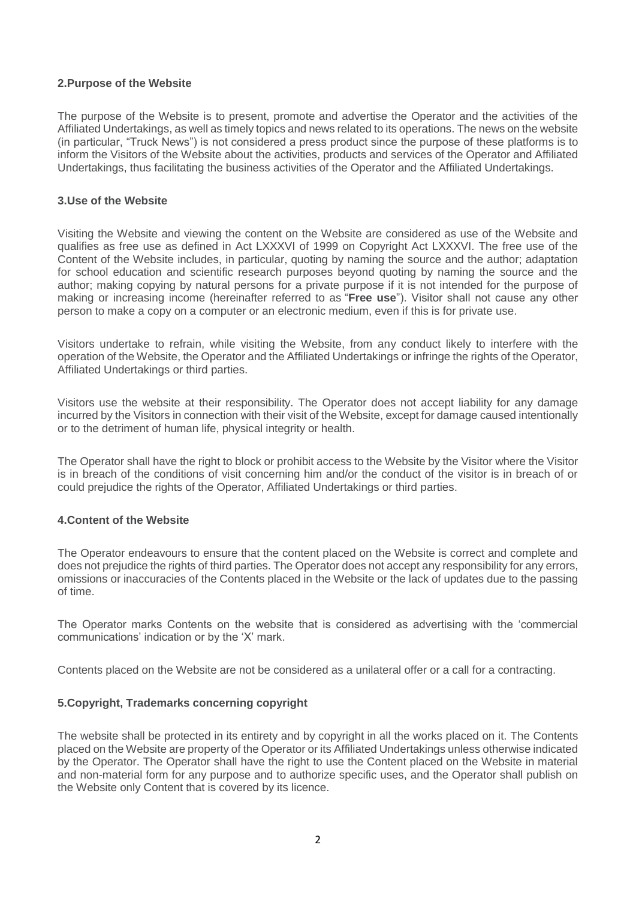## 2.Purpose of the Website

The purpose of the Website is to present, promote and advertise the Operator and the activities of the Affiliated Undertakings, as well as timely topics and news related to its operations. The news on the website (in particular, "Truck News") is not considered a press product since the purpose of these platforms is to inform the Visitors of the Website about the activities, products and services of the Operator and Affiliated Undertakings, thus facilitating the business activities of the Operator and the Affiliated Undertakings.

## 3.Use of the Website

Visiting the Website and viewing the content on the Website are considered as use of the Website and qualifies as free use as defined in Act LXXXVI of 1999 on Copyright Act LXXXVI. The free use of the Content of the Website includes, in particular, quoting by naming the source and the author; adaptation for school education and scientific research purposes beyond quoting by naming the source and the author; making copying by natural persons for a private purpose if it is not intended for the purpose of making or increasing income (hereinafter referred to as "**Free use**"). Visitor shall not cause any other person to make a copy on a computer or an electronic medium, even if this is for private use.

Visitors undertake to refrain, while visiting the Website, from any conduct likely to interfere with the operation of the Website, the Operator and the Affiliated Undertakings or infringe the rights of the Operator, Affiliated Undertakings or third parties.

Visitors use the website at their responsibility. The Operator does not accept liability for any damage incurred by the Visitors in connection with their visit of the Website, except for damage caused intentionally or to the detriment of human life, physical integrity or health.

The Operator shall have the right to block or prohibit access to the Website by the Visitor where the Visitor is in breach of the conditions of visit concerning him and/or the conduct of the visitor is in breach of or could prejudice the rights of the Operator, Affiliated Undertakings or third parties.

## 4.Content of the Website

The Operator endeavours to ensure that the content placed on the Website is correct and complete and does not prejudice the rights of third parties. The Operator does not accept any responsibility for any errors, omissions or inaccuracies of the Contents placed in the Website or the lack of updates due to the passing of time.

The Operator marks Contents on the website that is considered as advertising with the 'commercial communications' indication or by the 'X' mark.

Contents placed on the Website are not be considered as a unilateral offer or a call for a contracting.

## 5.Copyright, Trademarks concerning copyright

The website shall be protected in its entirety and by copyright in all the works placed on it. The Contents placed on the Website are property of the Operator or its Affiliated Undertakings unless otherwise indicated by the Operator. The Operator shall have the right to use the Content placed on the Website in material and non-material form for any purpose and to authorize specific uses, and the Operator shall publish on the Website only Content that is covered by its licence.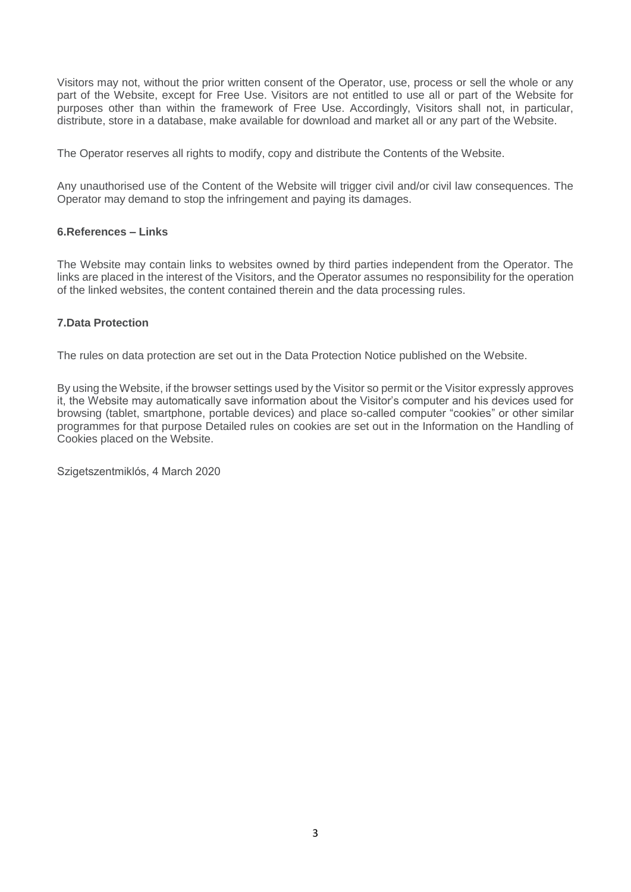Visitors may not, without the prior written consent of the Operator, use, process or sell the whole or any part of the Website, except for Free Use. Visitors are not entitled to use all or part of the Website for purposes other than within the framework of Free Use. Accordingly, Visitors shall not, in particular, distribute, store in a database, make available for download and market all or any part of the Website.

The Operator reserves all rights to modify, copy and distribute the Contents of the Website.

Any unauthorised use of the Content of the Website will trigger civil and/or civil law consequences. The Operator may demand to stop the infringement and paying its damages.

### 6.References – Links

The Website may contain links to websites owned by third parties independent from the Operator. The links are placed in the interest of the Visitors, and the Operator assumes no responsibility for the operation of the linked websites, the content contained therein and the data processing rules.

### 7.Data Protection

The rules on data protection are set out in the Data Protection Notice published on the Website.

By using the Website, if the browser settings used by the Visitor so permit or the Visitor expressly approves it, the Website may automatically save information about the Visitor's computer and his devices used for browsing (tablet, smartphone, portable devices) and place so-called computer "cookies" or other similar programmes for that purpose Detailed rules on cookies are set out in the Information on the Handling of Cookies placed on the Website.

Szigetszentmiklós, 4 March 2020